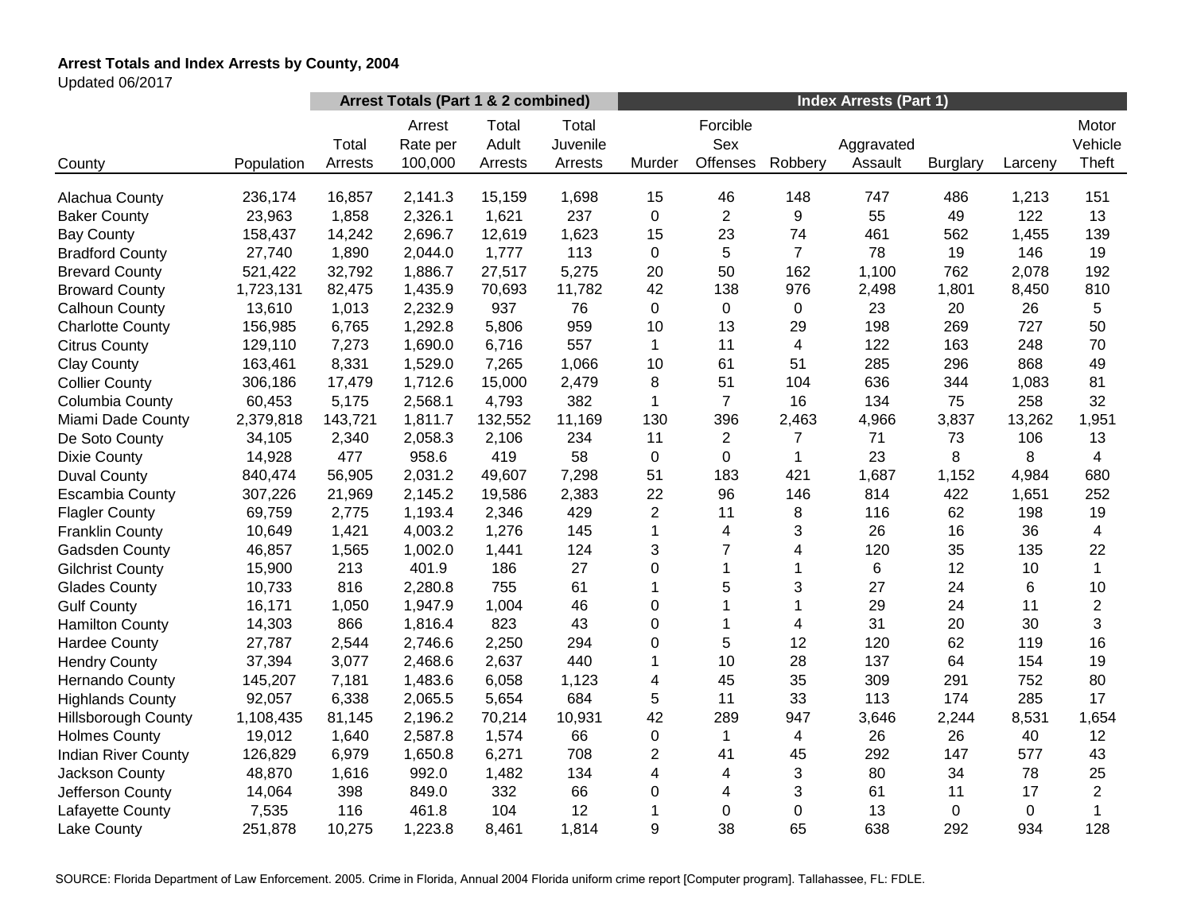**Arrest Totals and Index Arrests by County, 2004**

Updated 06/2017

| | | Arrest Totals (Part 1 & 2 combined) | | | | Index Arrests (Part 1) | | | | | | |
|---|---|---|---|---|---|---|---|---|---|---|---|---|
| County | Population | Total Arrests | Arrest Rate per 100,000 | Total Adult Arrests | Total Juvenile Arrests | Murder | Forcible Sex Offenses | Robbery | Aggravated Assault | Burglary | Larceny | Motor Vehicle Theft |
| Alachua County | 236,174 | 16,857 | 2,141.3 | 15,159 | 1,698 | 15 | 46 | 148 | 747 | 486 | 1,213 | 151 |
| Baker County | 23,963 | 1,858 | 2,326.1 | 1,621 | 237 | 0 | 2 | 9 | 55 | 49 | 122 | 13 |
| Bay County | 158,437 | 14,242 | 2,696.7 | 12,619 | 1,623 | 15 | 23 | 74 | 461 | 562 | 1,455 | 139 |
| Bradford County | 27,740 | 1,890 | 2,044.0 | 1,777 | 113 | 0 | 5 | 7 | 78 | 19 | 146 | 19 |
| Brevard County | 521,422 | 32,792 | 1,886.7 | 27,517 | 5,275 | 20 | 50 | 162 | 1,100 | 762 | 2,078 | 192 |
| Broward County | 1,723,131 | 82,475 | 1,435.9 | 70,693 | 11,782 | 42 | 138 | 976 | 2,498 | 1,801 | 8,450 | 810 |
| Calhoun County | 13,610 | 1,013 | 2,232.9 | 937 | 76 | 0 | 0 | 0 | 23 | 20 | 26 | 5 |
| Charlotte County | 156,985 | 6,765 | 1,292.8 | 5,806 | 959 | 10 | 13 | 29 | 198 | 269 | 727 | 50 |
| Citrus County | 129,110 | 7,273 | 1,690.0 | 6,716 | 557 | 1 | 11 | 4 | 122 | 163 | 248 | 70 |
| Clay County | 163,461 | 8,331 | 1,529.0 | 7,265 | 1,066 | 10 | 61 | 51 | 285 | 296 | 868 | 49 |
| Collier County | 306,186 | 17,479 | 1,712.6 | 15,000 | 2,479 | 8 | 51 | 104 | 636 | 344 | 1,083 | 81 |
| Columbia County | 60,453 | 5,175 | 2,568.1 | 4,793 | 382 | 1 | 7 | 16 | 134 | 75 | 258 | 32 |
| Miami Dade County | 2,379,818 | 143,721 | 1,811.7 | 132,552 | 11,169 | 130 | 396 | 2,463 | 4,966 | 3,837 | 13,262 | 1,951 |
| De Soto County | 34,105 | 2,340 | 2,058.3 | 2,106 | 234 | 11 | 2 | 7 | 71 | 73 | 106 | 13 |
| Dixie County | 14,928 | 477 | 958.6 | 419 | 58 | 0 | 0 | 1 | 23 | 8 | 8 | 4 |
| Duval County | 840,474 | 56,905 | 2,031.2 | 49,607 | 7,298 | 51 | 183 | 421 | 1,687 | 1,152 | 4,984 | 680 |
| Escambia County | 307,226 | 21,969 | 2,145.2 | 19,586 | 2,383 | 22 | 96 | 146 | 814 | 422 | 1,651 | 252 |
| Flagler County | 69,759 | 2,775 | 1,193.4 | 2,346 | 429 | 2 | 11 | 8 | 116 | 62 | 198 | 19 |
| Franklin County | 10,649 | 1,421 | 4,003.2 | 1,276 | 145 | 1 | 4 | 3 | 26 | 16 | 36 | 4 |
| Gadsden County | 46,857 | 1,565 | 1,002.0 | 1,441 | 124 | 3 | 7 | 4 | 120 | 35 | 135 | 22 |
| Gilchrist County | 15,900 | 213 | 401.9 | 186 | 27 | 0 | 1 | 1 | 6 | 12 | 10 | 1 |
| Glades County | 10,733 | 816 | 2,280.8 | 755 | 61 | 1 | 5 | 3 | 27 | 24 | 6 | 10 |
| Gulf County | 16,171 | 1,050 | 1,947.9 | 1,004 | 46 | 0 | 1 | 1 | 29 | 24 | 11 | 2 |
| Hamilton County | 14,303 | 866 | 1,816.4 | 823 | 43 | 0 | 1 | 4 | 31 | 20 | 30 | 3 |
| Hardee County | 27,787 | 2,544 | 2,746.6 | 2,250 | 294 | 0 | 5 | 12 | 120 | 62 | 119 | 16 |
| Hendry County | 37,394 | 3,077 | 2,468.6 | 2,637 | 440 | 1 | 10 | 28 | 137 | 64 | 154 | 19 |
| Hernando County | 145,207 | 7,181 | 1,483.6 | 6,058 | 1,123 | 4 | 45 | 35 | 309 | 291 | 752 | 80 |
| Highlands County | 92,057 | 6,338 | 2,065.5 | 5,654 | 684 | 5 | 11 | 33 | 113 | 174 | 285 | 17 |
| Hillsborough County | 1,108,435 | 81,145 | 2,196.2 | 70,214 | 10,931 | 42 | 289 | 947 | 3,646 | 2,244 | 8,531 | 1,654 |
| Holmes County | 19,012 | 1,640 | 2,587.8 | 1,574 | 66 | 0 | 1 | 4 | 26 | 26 | 40 | 12 |
| Indian River County | 126,829 | 6,979 | 1,650.8 | 6,271 | 708 | 2 | 41 | 45 | 292 | 147 | 577 | 43 |
| Jackson County | 48,870 | 1,616 | 992.0 | 1,482 | 134 | 4 | 4 | 3 | 80 | 34 | 78 | 25 |
| Jefferson County | 14,064 | 398 | 849.0 | 332 | 66 | 0 | 4 | 3 | 61 | 11 | 17 | 2 |
| Lafayette County | 7,535 | 116 | 461.8 | 104 | 12 | 1 | 0 | 0 | 13 | 0 | 0 | 1 |
| Lake County | 251,878 | 10,275 | 1,223.8 | 8,461 | 1,814 | 9 | 38 | 65 | 638 | 292 | 934 | 128 |

SOURCE: Florida Department of Law Enforcement. 2005. Crime in Florida, Annual 2004 Florida uniform crime report [Computer program]. Tallahassee, FL: FDLE.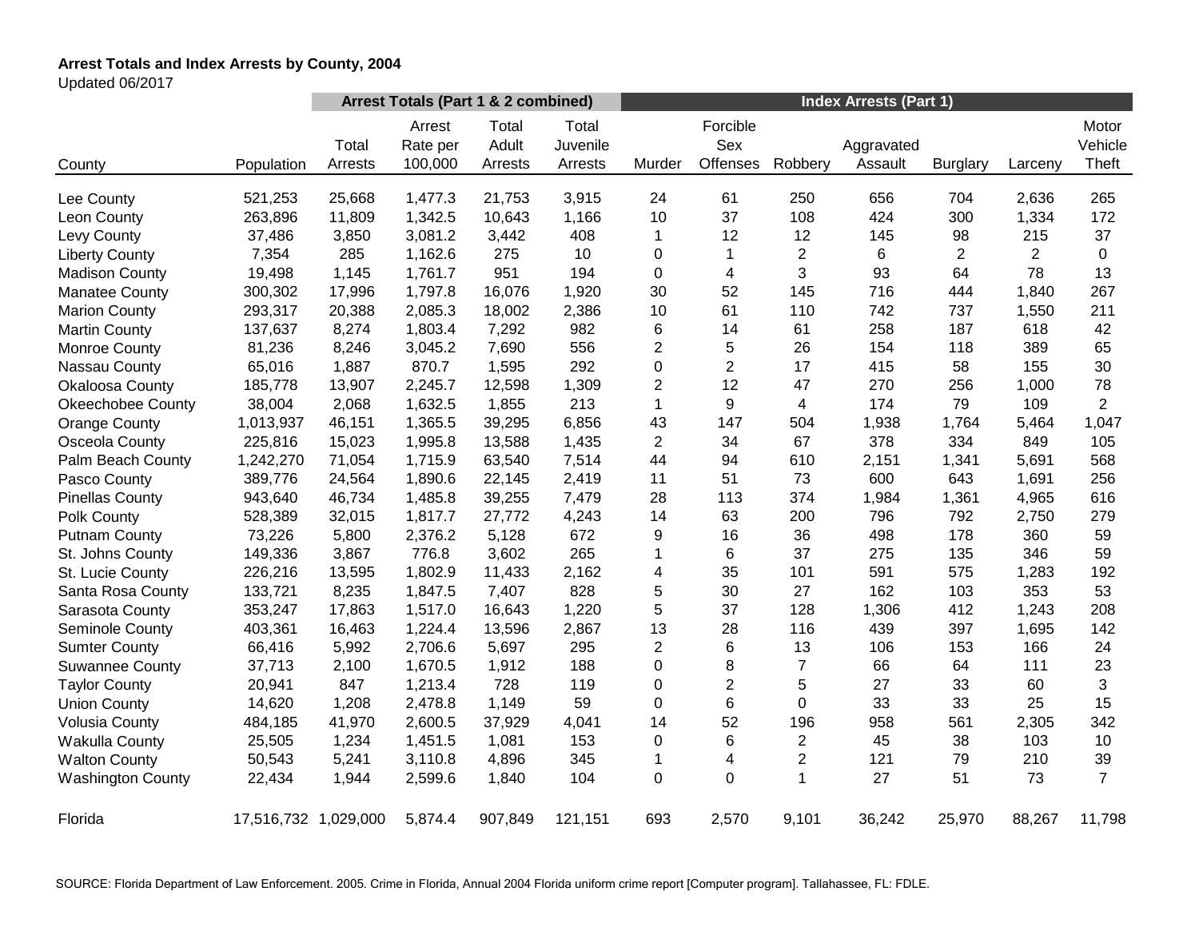**Arrest Totals and Index Arrests by County, 2004**
Updated 06/2017

| | | Arrest Totals (Part 1 & 2 combined) | | | | Index Arrests (Part 1) | | | | | | |
|---|---|---|---|---|---|---|---|---|---|---|---|---|
| County | Population | Total Arrests | Arrest Rate per 100,000 | Total Adult Arrests | Total Juvenile Arrests | Murder | Forcible Sex Offenses | Robbery | Aggravated Assault | Burglary | Larceny | Motor Vehicle Theft |
| Lee County | 521,253 | 25,668 | 1,477.3 | 21,753 | 3,915 | 24 | 61 | 250 | 656 | 704 | 2,636 | 265 |
| Leon County | 263,896 | 11,809 | 1,342.5 | 10,643 | 1,166 | 10 | 37 | 108 | 424 | 300 | 1,334 | 172 |
| Levy County | 37,486 | 3,850 | 3,081.2 | 3,442 | 408 | 1 | 12 | 12 | 145 | 98 | 215 | 37 |
| Liberty County | 7,354 | 285 | 1,162.6 | 275 | 10 | 0 | 1 | 2 | 6 | 2 | 2 | 0 |
| Madison County | 19,498 | 1,145 | 1,761.7 | 951 | 194 | 0 | 4 | 3 | 93 | 64 | 78 | 13 |
| Manatee County | 300,302 | 17,996 | 1,797.8 | 16,076 | 1,920 | 30 | 52 | 145 | 716 | 444 | 1,840 | 267 |
| Marion County | 293,317 | 20,388 | 2,085.3 | 18,002 | 2,386 | 10 | 61 | 110 | 742 | 737 | 1,550 | 211 |
| Martin County | 137,637 | 8,274 | 1,803.4 | 7,292 | 982 | 6 | 14 | 61 | 258 | 187 | 618 | 42 |
| Monroe County | 81,236 | 8,246 | 3,045.2 | 7,690 | 556 | 2 | 5 | 26 | 154 | 118 | 389 | 65 |
| Nassau County | 65,016 | 1,887 | 870.7 | 1,595 | 292 | 0 | 2 | 17 | 415 | 58 | 155 | 30 |
| Okaloosa County | 185,778 | 13,907 | 2,245.7 | 12,598 | 1,309 | 2 | 12 | 47 | 270 | 256 | 1,000 | 78 |
| Okeechobee County | 38,004 | 2,068 | 1,632.5 | 1,855 | 213 | 1 | 9 | 4 | 174 | 79 | 109 | 2 |
| Orange County | 1,013,937 | 46,151 | 1,365.5 | 39,295 | 6,856 | 43 | 147 | 504 | 1,938 | 1,764 | 5,464 | 1,047 |
| Osceola County | 225,816 | 15,023 | 1,995.8 | 13,588 | 1,435 | 2 | 34 | 67 | 378 | 334 | 849 | 105 |
| Palm Beach County | 1,242,270 | 71,054 | 1,715.9 | 63,540 | 7,514 | 44 | 94 | 610 | 2,151 | 1,341 | 5,691 | 568 |
| Pasco County | 389,776 | 24,564 | 1,890.6 | 22,145 | 2,419 | 11 | 51 | 73 | 600 | 643 | 1,691 | 256 |
| Pinellas County | 943,640 | 46,734 | 1,485.8 | 39,255 | 7,479 | 28 | 113 | 374 | 1,984 | 1,361 | 4,965 | 616 |
| Polk County | 528,389 | 32,015 | 1,817.7 | 27,772 | 4,243 | 14 | 63 | 200 | 796 | 792 | 2,750 | 279 |
| Putnam County | 73,226 | 5,800 | 2,376.2 | 5,128 | 672 | 9 | 16 | 36 | 498 | 178 | 360 | 59 |
| St. Johns County | 149,336 | 3,867 | 776.8 | 3,602 | 265 | 1 | 6 | 37 | 275 | 135 | 346 | 59 |
| St. Lucie County | 226,216 | 13,595 | 1,802.9 | 11,433 | 2,162 | 4 | 35 | 101 | 591 | 575 | 1,283 | 192 |
| Santa Rosa County | 133,721 | 8,235 | 1,847.5 | 7,407 | 828 | 5 | 30 | 27 | 162 | 103 | 353 | 53 |
| Sarasota County | 353,247 | 17,863 | 1,517.0 | 16,643 | 1,220 | 5 | 37 | 128 | 1,306 | 412 | 1,243 | 208 |
| Seminole County | 403,361 | 16,463 | 1,224.4 | 13,596 | 2,867 | 13 | 28 | 116 | 439 | 397 | 1,695 | 142 |
| Sumter County | 66,416 | 5,992 | 2,706.6 | 5,697 | 295 | 2 | 6 | 13 | 106 | 153 | 166 | 24 |
| Suwannee County | 37,713 | 2,100 | 1,670.5 | 1,912 | 188 | 0 | 8 | 7 | 66 | 64 | 111 | 23 |
| Taylor County | 20,941 | 847 | 1,213.4 | 728 | 119 | 0 | 2 | 5 | 27 | 33 | 60 | 3 |
| Union County | 14,620 | 1,208 | 2,478.8 | 1,149 | 59 | 0 | 6 | 0 | 33 | 33 | 25 | 15 |
| Volusia County | 484,185 | 41,970 | 2,600.5 | 37,929 | 4,041 | 14 | 52 | 196 | 958 | 561 | 2,305 | 342 |
| Wakulla County | 25,505 | 1,234 | 1,451.5 | 1,081 | 153 | 0 | 6 | 2 | 45 | 38 | 103 | 10 |
| Walton County | 50,543 | 5,241 | 3,110.8 | 4,896 | 345 | 1 | 4 | 2 | 121 | 79 | 210 | 39 |
| Washington County | 22,434 | 1,944 | 2,599.6 | 1,840 | 104 | 0 | 0 | 1 | 27 | 51 | 73 | 7 |
| Florida | 17,516,732 | 1,029,000 | 5,874.4 | 907,849 | 121,151 | 693 | 2,570 | 9,101 | 36,242 | 25,970 | 88,267 | 11,798 |

SOURCE: Florida Department of Law Enforcement. 2005. Crime in Florida, Annual 2004 Florida uniform crime report [Computer program]. Tallahassee, FL: FDLE.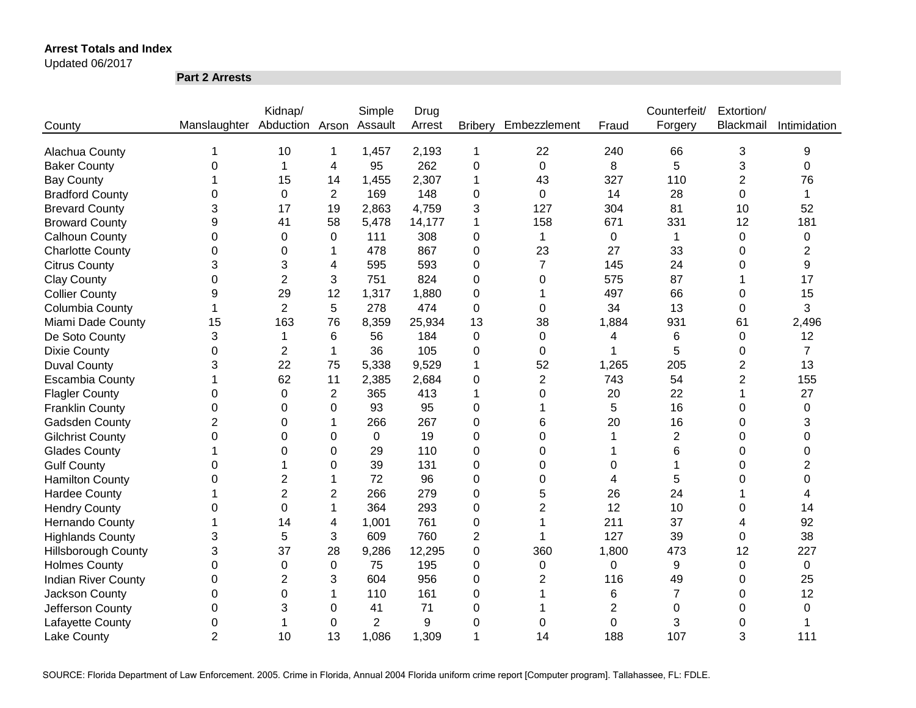**Arrest Totals and Index**

Updated 06/2017

**Part 2 Arrests**

| County | Manslaughter | Kidnap/ Abduction | Arson | Simple Assault | Drug Arrest | Bribery | Embezzlement | Fraud | Counterfeit/ Forgery | Extortion/ Blackmail | Intimidation |
|---|---|---|---|---|---|---|---|---|---|---|---|
| Alachua County | 1 | 10 | 1 | 1,457 | 2,193 | 1 | 22 | 240 | 66 | 3 | 9 |
| Baker County | 0 | 1 | 4 | 95 | 262 | 0 | 0 | 8 | 5 | 3 | 0 |
| Bay County | 1 | 15 | 14 | 1,455 | 2,307 | 1 | 43 | 327 | 110 | 2 | 76 |
| Bradford County | 0 | 0 | 2 | 169 | 148 | 0 | 0 | 14 | 28 | 0 | 1 |
| Brevard County | 3 | 17 | 19 | 2,863 | 4,759 | 3 | 127 | 304 | 81 | 10 | 52 |
| Broward County | 9 | 41 | 58 | 5,478 | 14,177 | 1 | 158 | 671 | 331 | 12 | 181 |
| Calhoun County | 0 | 0 | 0 | 111 | 308 | 0 | 1 | 0 | 1 | 0 | 0 |
| Charlotte County | 0 | 0 | 1 | 478 | 867 | 0 | 23 | 27 | 33 | 0 | 2 |
| Citrus County | 3 | 3 | 4 | 595 | 593 | 0 | 7 | 145 | 24 | 0 | 9 |
| Clay County | 0 | 2 | 3 | 751 | 824 | 0 | 0 | 575 | 87 | 1 | 17 |
| Collier County | 9 | 29 | 12 | 1,317 | 1,880 | 0 | 1 | 497 | 66 | 0 | 15 |
| Columbia County | 1 | 2 | 5 | 278 | 474 | 0 | 0 | 34 | 13 | 0 | 3 |
| Miami Dade County | 15 | 163 | 76 | 8,359 | 25,934 | 13 | 38 | 1,884 | 931 | 61 | 2,496 |
| De Soto County | 3 | 1 | 6 | 56 | 184 | 0 | 0 | 4 | 6 | 0 | 12 |
| Dixie County | 0 | 2 | 1 | 36 | 105 | 0 | 0 | 1 | 5 | 0 | 7 |
| Duval County | 3 | 22 | 75 | 5,338 | 9,529 | 1 | 52 | 1,265 | 205 | 2 | 13 |
| Escambia County | 1 | 62 | 11 | 2,385 | 2,684 | 0 | 2 | 743 | 54 | 2 | 155 |
| Flagler County | 0 | 0 | 2 | 365 | 413 | 1 | 0 | 20 | 22 | 1 | 27 |
| Franklin County | 0 | 0 | 0 | 93 | 95 | 0 | 1 | 5 | 16 | 0 | 0 |
| Gadsden County | 2 | 0 | 1 | 266 | 267 | 0 | 6 | 20 | 16 | 0 | 3 |
| Gilchrist County | 0 | 0 | 0 | 0 | 19 | 0 | 0 | 1 | 2 | 0 | 0 |
| Glades County | 1 | 0 | 0 | 29 | 110 | 0 | 0 | 1 | 6 | 0 | 0 |
| Gulf County | 0 | 1 | 0 | 39 | 131 | 0 | 0 | 0 | 1 | 0 | 2 |
| Hamilton County | 0 | 2 | 1 | 72 | 96 | 0 | 0 | 4 | 5 | 0 | 0 |
| Hardee County | 1 | 2 | 2 | 266 | 279 | 0 | 5 | 26 | 24 | 1 | 4 |
| Hendry County | 0 | 0 | 1 | 364 | 293 | 0 | 2 | 12 | 10 | 0 | 14 |
| Hernando County | 1 | 14 | 4 | 1,001 | 761 | 0 | 1 | 211 | 37 | 4 | 92 |
| Highlands County | 3 | 5 | 3 | 609 | 760 | 2 | 1 | 127 | 39 | 0 | 38 |
| Hillsborough County | 3 | 37 | 28 | 9,286 | 12,295 | 0 | 360 | 1,800 | 473 | 12 | 227 |
| Holmes County | 0 | 0 | 0 | 75 | 195 | 0 | 0 | 0 | 9 | 0 | 0 |
| Indian River County | 0 | 2 | 3 | 604 | 956 | 0 | 2 | 116 | 49 | 0 | 25 |
| Jackson County | 0 | 0 | 1 | 110 | 161 | 0 | 1 | 6 | 7 | 0 | 12 |
| Jefferson County | 0 | 3 | 0 | 41 | 71 | 0 | 1 | 2 | 0 | 0 | 0 |
| Lafayette County | 0 | 1 | 0 | 2 | 9 | 0 | 0 | 0 | 3 | 0 | 1 |
| Lake County | 2 | 10 | 13 | 1,086 | 1,309 | 1 | 14 | 188 | 107 | 3 | 111 |

SOURCE: Florida Department of Law Enforcement. 2005. Crime in Florida, Annual 2004 Florida uniform crime report [Computer program]. Tallahassee, FL: FDLE.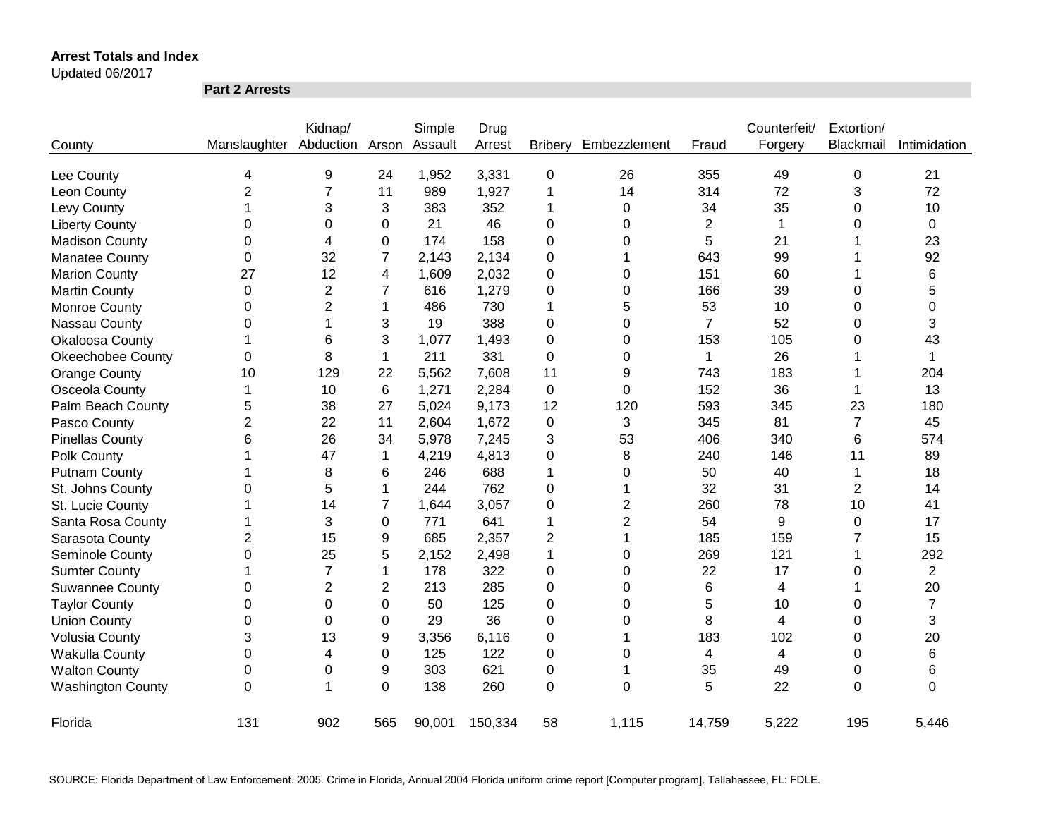**Arrest Totals and Index**

Updated 06/2017

**Part 2 Arrests**

| County | Manslaughter | Kidnap/ Abduction | Arson | Simple Assault | Drug Arrest | Bribery | Embezzlement | Fraud | Counterfeit/ Forgery | Extortion/ Blackmail | Intimidation |
|---|---|---|---|---|---|---|---|---|---|---|---|
| Lee County | 4 | 9 | 24 | 1,952 | 3,331 | 0 | 26 | 355 | 49 | 0 | 21 |
| Leon County | 2 | 7 | 11 | 989 | 1,927 | 1 | 14 | 314 | 72 | 3 | 72 |
| Levy County | 1 | 3 | 3 | 383 | 352 | 1 | 0 | 34 | 35 | 0 | 10 |
| Liberty County | 0 | 0 | 0 | 21 | 46 | 0 | 0 | 2 | 1 | 0 | 0 |
| Madison County | 0 | 4 | 0 | 174 | 158 | 0 | 0 | 5 | 21 | 1 | 23 |
| Manatee County | 0 | 32 | 7 | 2,143 | 2,134 | 0 | 1 | 643 | 99 | 1 | 92 |
| Marion County | 27 | 12 | 4 | 1,609 | 2,032 | 0 | 0 | 151 | 60 | 1 | 6 |
| Martin County | 0 | 2 | 7 | 616 | 1,279 | 0 | 0 | 166 | 39 | 0 | 5 |
| Monroe County | 0 | 2 | 1 | 486 | 730 | 1 | 5 | 53 | 10 | 0 | 0 |
| Nassau County | 0 | 1 | 3 | 19 | 388 | 0 | 0 | 7 | 52 | 0 | 3 |
| Okaloosa County | 1 | 6 | 3 | 1,077 | 1,493 | 0 | 0 | 153 | 105 | 0 | 43 |
| Okeechobee County | 0 | 8 | 1 | 211 | 331 | 0 | 0 | 1 | 26 | 1 | 1 |
| Orange County | 10 | 129 | 22 | 5,562 | 7,608 | 11 | 9 | 743 | 183 | 1 | 204 |
| Osceola County | 1 | 10 | 6 | 1,271 | 2,284 | 0 | 0 | 152 | 36 | 1 | 13 |
| Palm Beach County | 5 | 38 | 27 | 5,024 | 9,173 | 12 | 120 | 593 | 345 | 23 | 180 |
| Pasco County | 2 | 22 | 11 | 2,604 | 1,672 | 0 | 3 | 345 | 81 | 7 | 45 |
| Pinellas County | 6 | 26 | 34 | 5,978 | 7,245 | 3 | 53 | 406 | 340 | 6 | 574 |
| Polk County | 1 | 47 | 1 | 4,219 | 4,813 | 0 | 8 | 240 | 146 | 11 | 89 |
| Putnam County | 1 | 8 | 6 | 246 | 688 | 1 | 0 | 50 | 40 | 1 | 18 |
| St. Johns County | 0 | 5 | 1 | 244 | 762 | 0 | 1 | 32 | 31 | 2 | 14 |
| St. Lucie County | 1 | 14 | 7 | 1,644 | 3,057 | 0 | 2 | 260 | 78 | 10 | 41 |
| Santa Rosa County | 1 | 3 | 0 | 771 | 641 | 1 | 2 | 54 | 9 | 0 | 17 |
| Sarasota County | 2 | 15 | 9 | 685 | 2,357 | 2 | 1 | 185 | 159 | 7 | 15 |
| Seminole County | 0 | 25 | 5 | 2,152 | 2,498 | 1 | 0 | 269 | 121 | 1 | 292 |
| Sumter County | 1 | 7 | 1 | 178 | 322 | 0 | 0 | 22 | 17 | 0 | 2 |
| Suwannee County | 0 | 2 | 2 | 213 | 285 | 0 | 0 | 6 | 4 | 1 | 20 |
| Taylor County | 0 | 0 | 0 | 50 | 125 | 0 | 0 | 5 | 10 | 0 | 7 |
| Union County | 0 | 0 | 0 | 29 | 36 | 0 | 0 | 8 | 4 | 0 | 3 |
| Volusia County | 3 | 13 | 9 | 3,356 | 6,116 | 0 | 1 | 183 | 102 | 0 | 20 |
| Wakulla County | 0 | 4 | 0 | 125 | 122 | 0 | 0 | 4 | 4 | 0 | 6 |
| Walton County | 0 | 0 | 9 | 303 | 621 | 0 | 1 | 35 | 49 | 0 | 6 |
| Washington County | 0 | 1 | 0 | 138 | 260 | 0 | 0 | 5 | 22 | 0 | 0 |
| Florida | 131 | 902 | 565 | 90,001 | 150,334 | 58 | 1,115 | 14,759 | 5,222 | 195 | 5,446 |

SOURCE: Florida Department of Law Enforcement. 2005. Crime in Florida, Annual 2004 Florida uniform crime report [Computer program]. Tallahassee, FL: FDLE.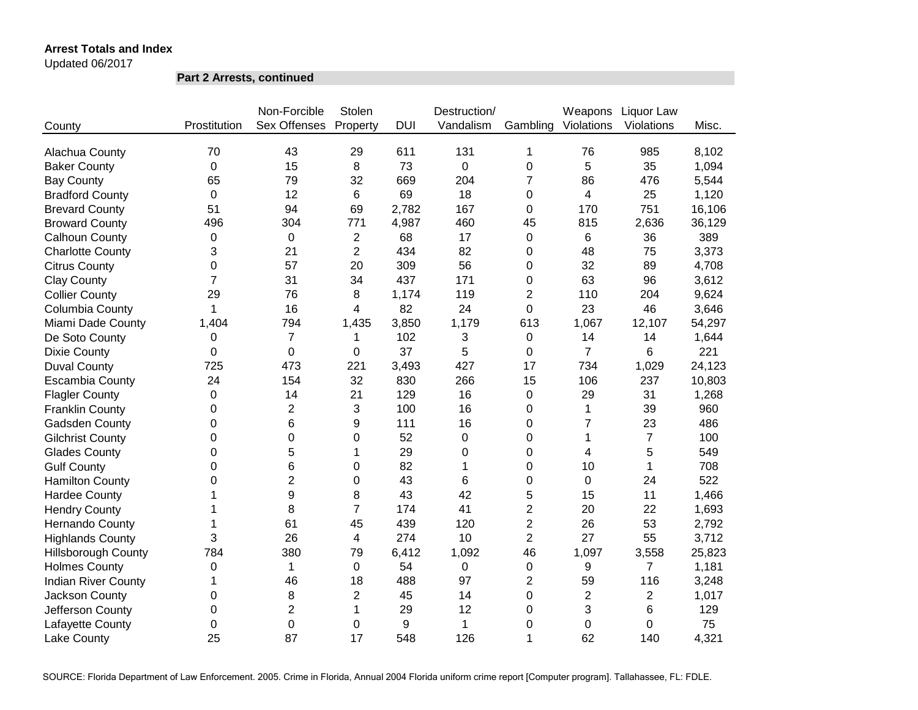**Arrest Totals and Index**

Updated 06/2017

**Part 2 Arrests, continued**

| County | Prostitution | Non-Forcible Sex Offenses | Stolen Property | DUI | Destruction/ Vandalism | Gambling | Weapons Violations | Liquor Law Violations | Misc. |
|---|---|---|---|---|---|---|---|---|---|
| Alachua County | 70 | 43 | 29 | 611 | 131 | 1 | 76 | 985 | 8,102 |
| Baker County | 0 | 15 | 8 | 73 | 0 | 0 | 5 | 35 | 1,094 |
| Bay County | 65 | 79 | 32 | 669 | 204 | 7 | 86 | 476 | 5,544 |
| Bradford County | 0 | 12 | 6 | 69 | 18 | 0 | 4 | 25 | 1,120 |
| Brevard County | 51 | 94 | 69 | 2,782 | 167 | 0 | 170 | 751 | 16,106 |
| Broward County | 496 | 304 | 771 | 4,987 | 460 | 45 | 815 | 2,636 | 36,129 |
| Calhoun County | 0 | 0 | 2 | 68 | 17 | 0 | 6 | 36 | 389 |
| Charlotte County | 3 | 21 | 2 | 434 | 82 | 0 | 48 | 75 | 3,373 |
| Citrus County | 0 | 57 | 20 | 309 | 56 | 0 | 32 | 89 | 4,708 |
| Clay County | 7 | 31 | 34 | 437 | 171 | 0 | 63 | 96 | 3,612 |
| Collier County | 29 | 76 | 8 | 1,174 | 119 | 2 | 110 | 204 | 9,624 |
| Columbia County | 1 | 16 | 4 | 82 | 24 | 0 | 23 | 46 | 3,646 |
| Miami Dade County | 1,404 | 794 | 1,435 | 3,850 | 1,179 | 613 | 1,067 | 12,107 | 54,297 |
| De Soto County | 0 | 7 | 1 | 102 | 3 | 0 | 14 | 14 | 1,644 |
| Dixie County | 0 | 0 | 0 | 37 | 5 | 0 | 7 | 6 | 221 |
| Duval County | 725 | 473 | 221 | 3,493 | 427 | 17 | 734 | 1,029 | 24,123 |
| Escambia County | 24 | 154 | 32 | 830 | 266 | 15 | 106 | 237 | 10,803 |
| Flagler County | 0 | 14 | 21 | 129 | 16 | 0 | 29 | 31 | 1,268 |
| Franklin County | 0 | 2 | 3 | 100 | 16 | 0 | 1 | 39 | 960 |
| Gadsden County | 0 | 6 | 9 | 111 | 16 | 0 | 7 | 23 | 486 |
| Gilchrist County | 0 | 0 | 0 | 52 | 0 | 0 | 1 | 7 | 100 |
| Glades County | 0 | 5 | 1 | 29 | 0 | 0 | 4 | 5 | 549 |
| Gulf County | 0 | 6 | 0 | 82 | 1 | 0 | 10 | 1 | 708 |
| Hamilton County | 0 | 2 | 0 | 43 | 6 | 0 | 0 | 24 | 522 |
| Hardee County | 1 | 9 | 8 | 43 | 42 | 5 | 15 | 11 | 1,466 |
| Hendry County | 1 | 8 | 7 | 174 | 41 | 2 | 20 | 22 | 1,693 |
| Hernando County | 1 | 61 | 45 | 439 | 120 | 2 | 26 | 53 | 2,792 |
| Highlands County | 3 | 26 | 4 | 274 | 10 | 2 | 27 | 55 | 3,712 |
| Hillsborough County | 784 | 380 | 79 | 6,412 | 1,092 | 46 | 1,097 | 3,558 | 25,823 |
| Holmes County | 0 | 1 | 0 | 54 | 0 | 0 | 9 | 7 | 1,181 |
| Indian River County | 1 | 46 | 18 | 488 | 97 | 2 | 59 | 116 | 3,248 |
| Jackson County | 0 | 8 | 2 | 45 | 14 | 0 | 2 | 2 | 1,017 |
| Jefferson County | 0 | 2 | 1 | 29 | 12 | 0 | 3 | 6 | 129 |
| Lafayette County | 0 | 0 | 0 | 9 | 1 | 0 | 0 | 0 | 75 |
| Lake County | 25 | 87 | 17 | 548 | 126 | 1 | 62 | 140 | 4,321 |

SOURCE: Florida Department of Law Enforcement. 2005. Crime in Florida, Annual 2004 Florida uniform crime report [Computer program]. Tallahassee, FL: FDLE.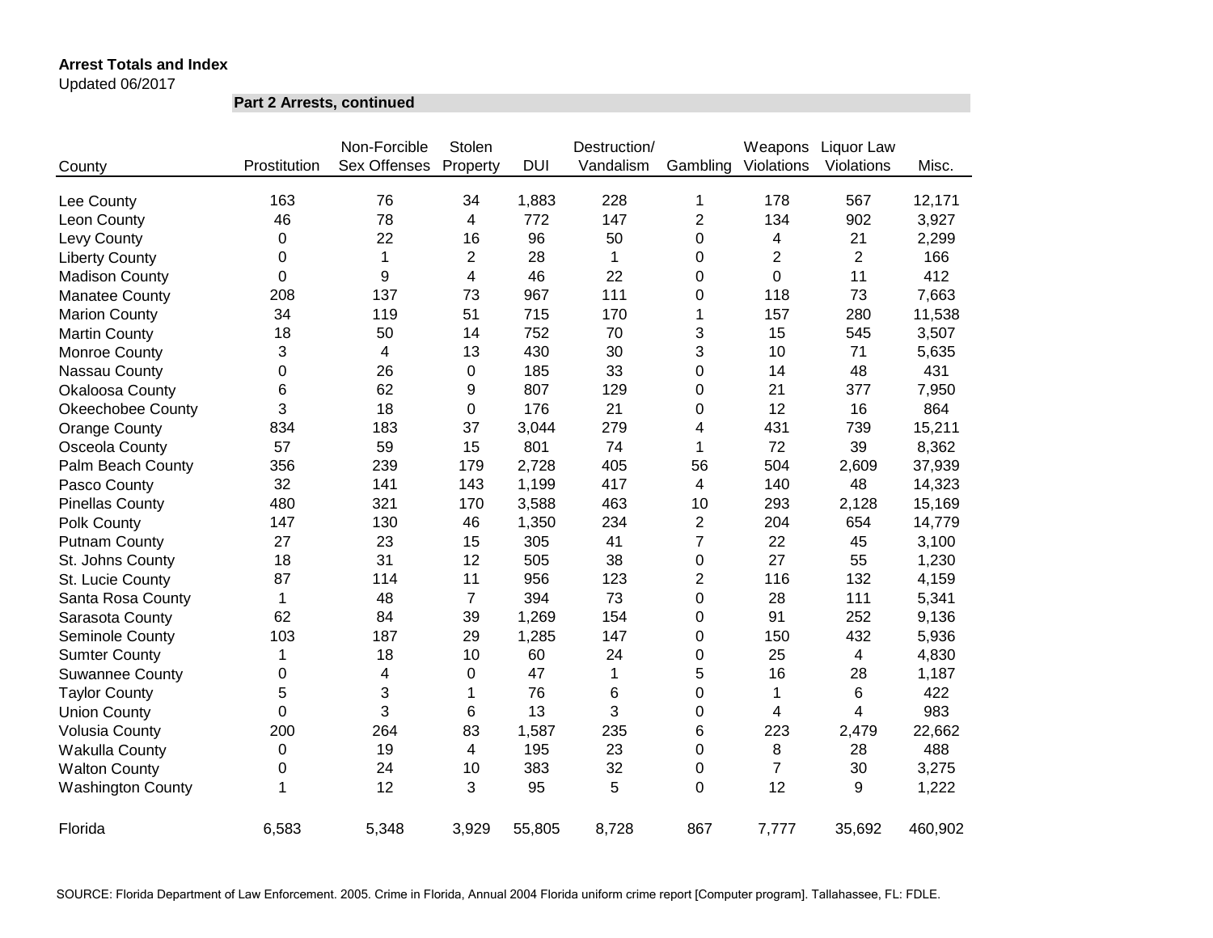**Arrest Totals and Index**
Updated 06/2017

**Part 2 Arrests, continued**

| County | Prostitution | Non-Forcible Sex Offenses | Stolen Property | DUI | Destruction/ Vandalism | Gambling | Weapons Violations | Liquor Law Violations | Misc. |
|---|---|---|---|---|---|---|---|---|---|
| Lee County | 163 | 76 | 34 | 1,883 | 228 | 1 | 178 | 567 | 12,171 |
| Leon County | 46 | 78 | 4 | 772 | 147 | 2 | 134 | 902 | 3,927 |
| Levy County | 0 | 22 | 16 | 96 | 50 | 0 | 4 | 21 | 2,299 |
| Liberty County | 0 | 1 | 2 | 28 | 1 | 0 | 2 | 2 | 166 |
| Madison County | 0 | 9 | 4 | 46 | 22 | 0 | 0 | 11 | 412 |
| Manatee County | 208 | 137 | 73 | 967 | 111 | 0 | 118 | 73 | 7,663 |
| Marion County | 34 | 119 | 51 | 715 | 170 | 1 | 157 | 280 | 11,538 |
| Martin County | 18 | 50 | 14 | 752 | 70 | 3 | 15 | 545 | 3,507 |
| Monroe County | 3 | 4 | 13 | 430 | 30 | 3 | 10 | 71 | 5,635 |
| Nassau County | 0 | 26 | 0 | 185 | 33 | 0 | 14 | 48 | 431 |
| Okaloosa County | 6 | 62 | 9 | 807 | 129 | 0 | 21 | 377 | 7,950 |
| Okeechobee County | 3 | 18 | 0 | 176 | 21 | 0 | 12 | 16 | 864 |
| Orange County | 834 | 183 | 37 | 3,044 | 279 | 4 | 431 | 739 | 15,211 |
| Osceola County | 57 | 59 | 15 | 801 | 74 | 1 | 72 | 39 | 8,362 |
| Palm Beach County | 356 | 239 | 179 | 2,728 | 405 | 56 | 504 | 2,609 | 37,939 |
| Pasco County | 32 | 141 | 143 | 1,199 | 417 | 4 | 140 | 48 | 14,323 |
| Pinellas County | 480 | 321 | 170 | 3,588 | 463 | 10 | 293 | 2,128 | 15,169 |
| Polk County | 147 | 130 | 46 | 1,350 | 234 | 2 | 204 | 654 | 14,779 |
| Putnam County | 27 | 23 | 15 | 305 | 41 | 7 | 22 | 45 | 3,100 |
| St. Johns County | 18 | 31 | 12 | 505 | 38 | 0 | 27 | 55 | 1,230 |
| St. Lucie County | 87 | 114 | 11 | 956 | 123 | 2 | 116 | 132 | 4,159 |
| Santa Rosa County | 1 | 48 | 7 | 394 | 73 | 0 | 28 | 111 | 5,341 |
| Sarasota County | 62 | 84 | 39 | 1,269 | 154 | 0 | 91 | 252 | 9,136 |
| Seminole County | 103 | 187 | 29 | 1,285 | 147 | 0 | 150 | 432 | 5,936 |
| Sumter County | 1 | 18 | 10 | 60 | 24 | 0 | 25 | 4 | 4,830 |
| Suwannee County | 0 | 4 | 0 | 47 | 1 | 5 | 16 | 28 | 1,187 |
| Taylor County | 5 | 3 | 1 | 76 | 6 | 0 | 1 | 6 | 422 |
| Union County | 0 | 3 | 6 | 13 | 3 | 0 | 4 | 4 | 983 |
| Volusia County | 200 | 264 | 83 | 1,587 | 235 | 6 | 223 | 2,479 | 22,662 |
| Wakulla County | 0 | 19 | 4 | 195 | 23 | 0 | 8 | 28 | 488 |
| Walton County | 0 | 24 | 10 | 383 | 32 | 0 | 7 | 30 | 3,275 |
| Washington County | 1 | 12 | 3 | 95 | 5 | 0 | 12 | 9 | 1,222 |
| Florida | 6,583 | 5,348 | 3,929 | 55,805 | 8,728 | 867 | 7,777 | 35,692 | 460,902 |

SOURCE: Florida Department of Law Enforcement. 2005. Crime in Florida, Annual 2004 Florida uniform crime report [Computer program]. Tallahassee, FL: FDLE.